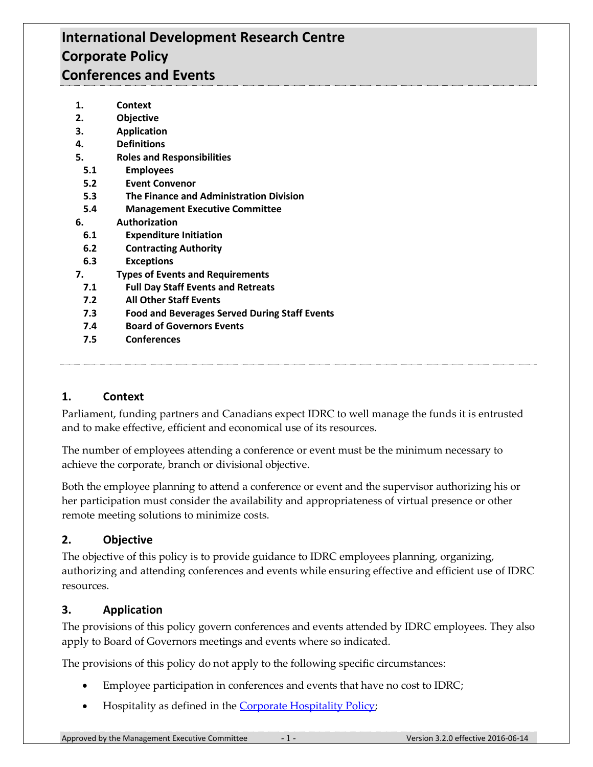# International Development Research Centre
# Corporate Policy
# Conferences and Events

1. **Context**
2. **Objective**
3. **Application**
4. **Definitions**
5. **Roles and Responsibilities**
   - 5.1 **Employees**
   - 5.2 **Event Convenor**
   - 5.3 **The Finance and Administration Division**
   - 5.4 **Management Executive Committee**
6. **Authorization**
   - 6.1 **Expenditure Initiation**
   - 6.2 **Contracting Authority**
   - 6.3 **Exceptions**
7. **Types of Events and Requirements**
   - 7.1 **Full Day Staff Events and Retreats**
   - 7.2 **All Other Staff Events**
   - 7.3 **Food and Beverages Served During Staff Events**
   - 7.4 **Board of Governors Events**
   - 7.5 **Conferences**

## 1. Context

Parliament, funding partners and Canadians expect IDRC to well manage the funds it is entrusted and to make effective, efficient and economical use of its resources.

The number of employees attending a conference or event must be the minimum necessary to achieve the corporate, branch or divisional objective.

Both the employee planning to attend a conference or event and the supervisor authorizing his or her participation must consider the availability and appropriateness of virtual presence or other remote meeting solutions to minimize costs.

## 2. Objective

The objective of this policy is to provide guidance to IDRC employees planning, organizing, authorizing and attending conferences and events while ensuring effective and efficient use of IDRC resources.

## 3. Application

The provisions of this policy govern conferences and events attended by IDRC employees. They also apply to Board of Governors meetings and events where so indicated.

The provisions of this policy do not apply to the following specific circumstances:

- Employee participation in conferences and events that have no cost to IDRC;
- Hospitality as defined in the Corporate Hospitality Policy;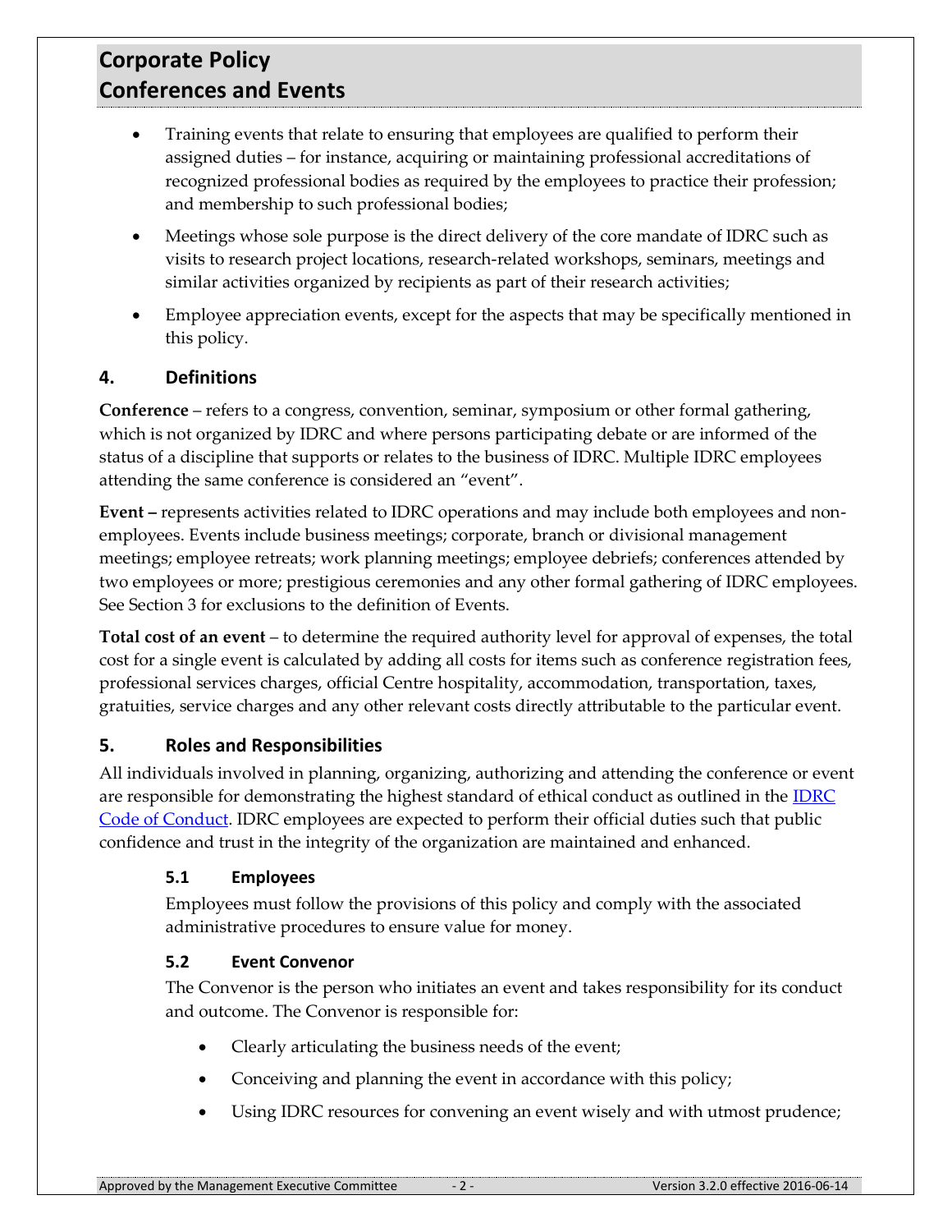- Training events that relate to ensuring that employees are qualified to perform their assigned duties – for instance, acquiring or maintaining professional accreditations of recognized professional bodies as required by the employees to practice their profession; and membership to such professional bodies;
- Meetings whose sole purpose is the direct delivery of the core mandate of IDRC such as visits to research project locations, research-related workshops, seminars, meetings and similar activities organized by recipients as part of their research activities;
- Employee appreciation events, except for the aspects that may be specifically mentioned in this policy.

## 4. Definitions

**Conference** – refers to a congress, convention, seminar, symposium or other formal gathering, which is not organized by IDRC and where persons participating debate or are informed of the status of a discipline that supports or relates to the business of IDRC. Multiple IDRC employees attending the same conference is considered an "event".

**Event –** represents activities related to IDRC operations and may include both employees and non-employees. Events include business meetings; corporate, branch or divisional management meetings; employee retreats; work planning meetings; employee debriefs; conferences attended by two employees or more; prestigious ceremonies and any other formal gathering of IDRC employees. See Section 3 for exclusions to the definition of Events.

**Total cost of an event** – to determine the required authority level for approval of expenses, the total cost for a single event is calculated by adding all costs for items such as conference registration fees, professional services charges, official Centre hospitality, accommodation, transportation, taxes, gratuities, service charges and any other relevant costs directly attributable to the particular event.

## 5. Roles and Responsibilities

All individuals involved in planning, organizing, authorizing and attending the conference or event are responsible for demonstrating the highest standard of ethical conduct as outlined in the IDRC Code of Conduct. IDRC employees are expected to perform their official duties such that public confidence and trust in the integrity of the organization are maintained and enhanced.

### 5.1 Employees

Employees must follow the provisions of this policy and comply with the associated administrative procedures to ensure value for money.

### 5.2 Event Convenor

The Convenor is the person who initiates an event and takes responsibility for its conduct and outcome. The Convenor is responsible for:

- Clearly articulating the business needs of the event;
- Conceiving and planning the event in accordance with this policy;
- Using IDRC resources for convening an event wisely and with utmost prudence;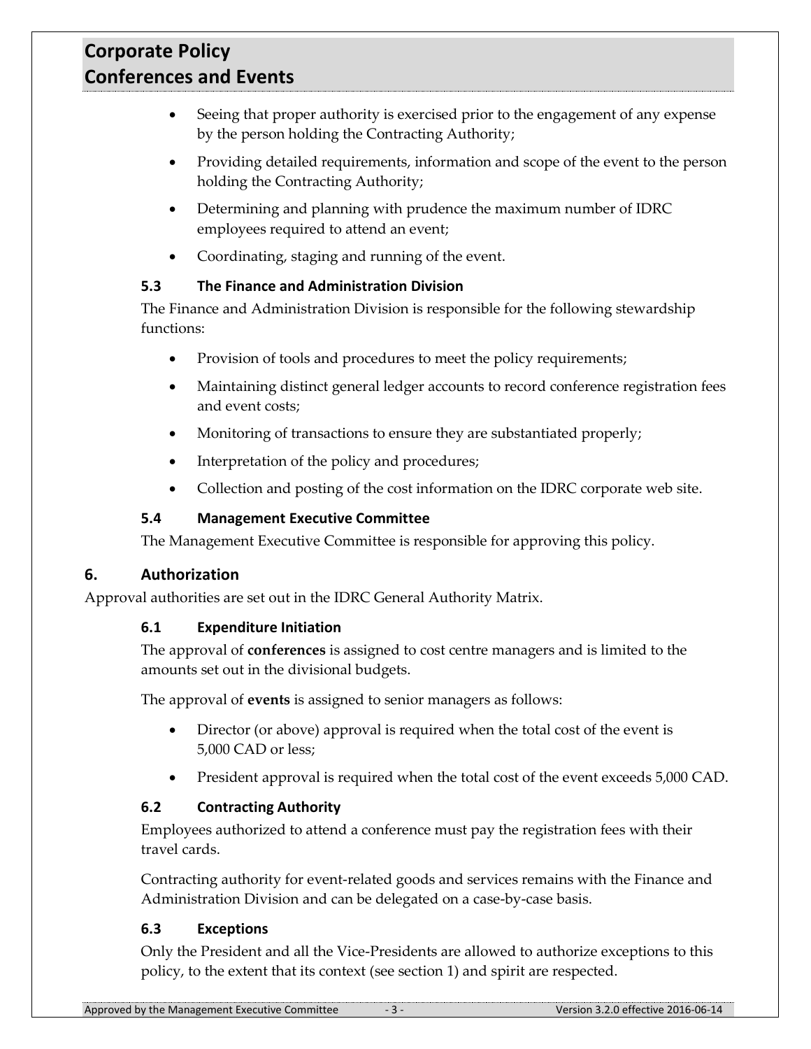- Seeing that proper authority is exercised prior to the engagement of any expense by the person holding the Contracting Authority;
- Providing detailed requirements, information and scope of the event to the person holding the Contracting Authority;
- Determining and planning with prudence the maximum number of IDRC employees required to attend an event;
- Coordinating, staging and running of the event.

### 5.3 The Finance and Administration Division

The Finance and Administration Division is responsible for the following stewardship functions:

- Provision of tools and procedures to meet the policy requirements;
- Maintaining distinct general ledger accounts to record conference registration fees and event costs;
- Monitoring of transactions to ensure they are substantiated properly;
- Interpretation of the policy and procedures;
- Collection and posting of the cost information on the IDRC corporate web site.

### 5.4 Management Executive Committee

The Management Executive Committee is responsible for approving this policy.

## 6. Authorization

Approval authorities are set out in the IDRC General Authority Matrix.

### 6.1 Expenditure Initiation

The approval of **conferences** is assigned to cost centre managers and is limited to the amounts set out in the divisional budgets.

The approval of **events** is assigned to senior managers as follows:

- Director (or above) approval is required when the total cost of the event is 5,000 CAD or less;
- President approval is required when the total cost of the event exceeds 5,000 CAD.

### 6.2 Contracting Authority

Employees authorized to attend a conference must pay the registration fees with their travel cards.

Contracting authority for event-related goods and services remains with the Finance and Administration Division and can be delegated on a case-by-case basis.

### 6.3 Exceptions

Only the President and all the Vice-Presidents are allowed to authorize exceptions to this policy, to the extent that its context (see section 1) and spirit are respected.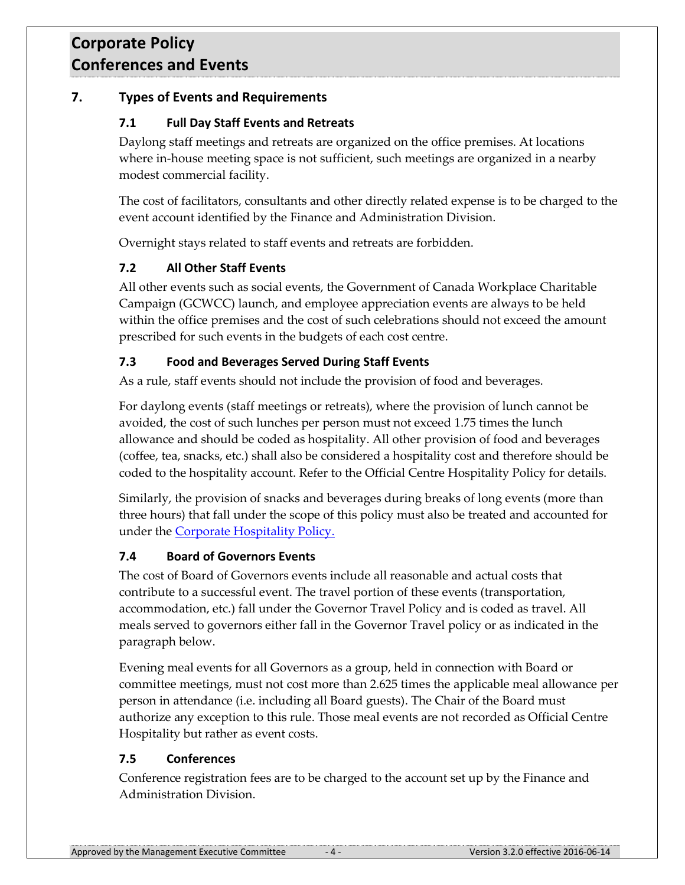## 7. Types of Events and Requirements

### 7.1 Full Day Staff Events and Retreats

Daylong staff meetings and retreats are organized on the office premises. At locations where in-house meeting space is not sufficient, such meetings are organized in a nearby modest commercial facility.

The cost of facilitators, consultants and other directly related expense is to be charged to the event account identified by the Finance and Administration Division.

Overnight stays related to staff events and retreats are forbidden.

### 7.2 All Other Staff Events

All other events such as social events, the Government of Canada Workplace Charitable Campaign (GCWCC) launch, and employee appreciation events are always to be held within the office premises and the cost of such celebrations should not exceed the amount prescribed for such events in the budgets of each cost centre.

### 7.3 Food and Beverages Served During Staff Events

As a rule, staff events should not include the provision of food and beverages.

For daylong events (staff meetings or retreats), where the provision of lunch cannot be avoided, the cost of such lunches per person must not exceed 1.75 times the lunch allowance and should be coded as hospitality. All other provision of food and beverages (coffee, tea, snacks, etc.) shall also be considered a hospitality cost and therefore should be coded to the hospitality account. Refer to the Official Centre Hospitality Policy for details.

Similarly, the provision of snacks and beverages during breaks of long events (more than three hours) that fall under the scope of this policy must also be treated and accounted for under the [Corporate Hospitality Policy.]()

### 7.4 Board of Governors Events

The cost of Board of Governors events include all reasonable and actual costs that contribute to a successful event. The travel portion of these events (transportation, accommodation, etc.) fall under the Governor Travel Policy and is coded as travel. All meals served to governors either fall in the Governor Travel policy or as indicated in the paragraph below.

Evening meal events for all Governors as a group, held in connection with Board or committee meetings, must not cost more than 2.625 times the applicable meal allowance per person in attendance (i.e. including all Board guests). The Chair of the Board must authorize any exception to this rule. Those meal events are not recorded as Official Centre Hospitality but rather as event costs.

### 7.5 Conferences

Conference registration fees are to be charged to the account set up by the Finance and Administration Division.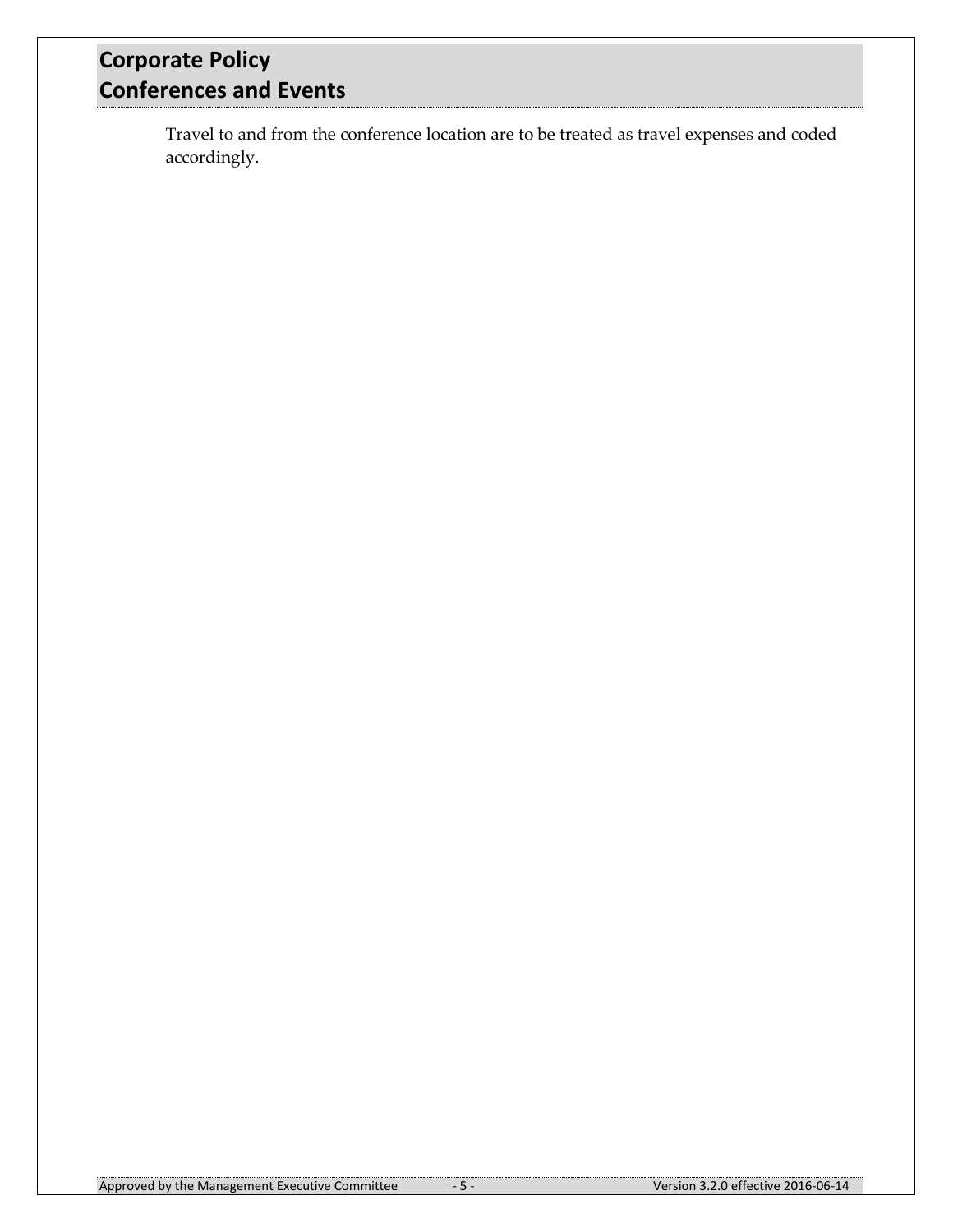Travel to and from the conference location are to be treated as travel expenses and coded accordingly.